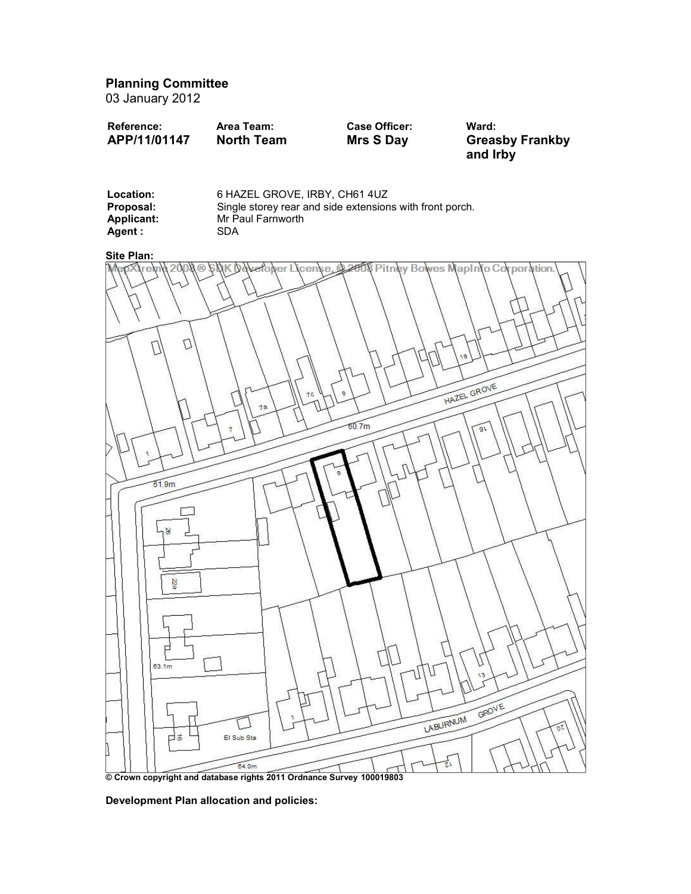**Planning Committee**
03 January 2012

| Reference: | Area Team: | Case Officer: | Ward: |
|---|---|---|---|
| **APP/11/01147** | **North Team** | **Mrs S Day** | **Greasby Frankby and Irby** |

| | |
|---|---|
| **Location:** | 6 HAZEL GROVE, IRBY, CH61 4UZ |
| **Proposal:** | Single storey rear and side extensions with front porch. |
| **Applicant:** | Mr Paul Farnworth |
| **Agent :** | SDA |

**Site Plan:**

MapXtreme 2008 ® SDK Developer License, © 2008 Pitney Bowes MapInfo Corporation.

HAZEL GROVE
LABURNUM GROVE
60.7m
61.9m
63.1m
64.0m
El Sub Sta

© Crown copyright and database rights 2011 Ordnance Survey 100019803

**Development Plan allocation and policies:**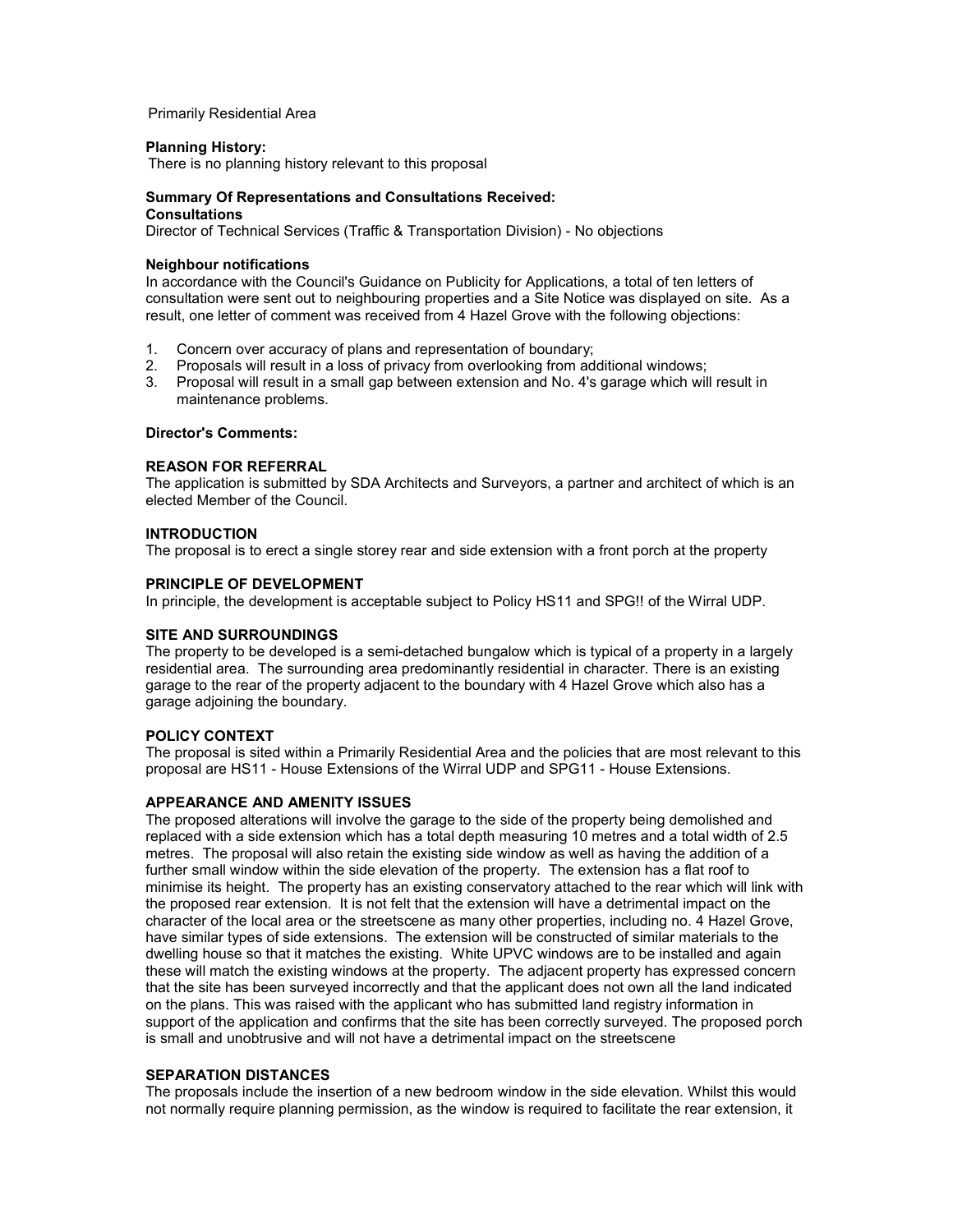Primarily Residential Area

**Planning History:**
There is no planning history relevant to this proposal

**Summary Of Representations and Consultations Received:**
**Consultations**
Director of Technical Services (Traffic & Transportation Division) - No objections

**Neighbour notifications**
In accordance with the Council's Guidance on Publicity for Applications, a total of ten letters of consultation were sent out to neighbouring properties and a Site Notice was displayed on site. As a result, one letter of comment was received from 4 Hazel Grove with the following objections:

1. Concern over accuracy of plans and representation of boundary;
2. Proposals will result in a loss of privacy from overlooking from additional windows;
3. Proposal will result in a small gap between extension and No. 4's garage which will result in maintenance problems.

**Director's Comments:**

**REASON FOR REFERRAL**
The application is submitted by SDA Architects and Surveyors, a partner and architect of which is an elected Member of the Council.

**INTRODUCTION**
The proposal is to erect a single storey rear and side extension with a front porch at the property

**PRINCIPLE OF DEVELOPMENT**
In principle, the development is acceptable subject to Policy HS11 and SPG!! of the Wirral UDP.

**SITE AND SURROUNDINGS**
The property to be developed is a semi-detached bungalow which is typical of a property in a largely residential area. The surrounding area predominantly residential in character. There is an existing garage to the rear of the property adjacent to the boundary with 4 Hazel Grove which also has a garage adjoining the boundary.

**POLICY CONTEXT**
The proposal is sited within a Primarily Residential Area and the policies that are most relevant to this proposal are HS11 - House Extensions of the Wirral UDP and SPG11 - House Extensions.

**APPEARANCE AND AMENITY ISSUES**
The proposed alterations will involve the garage to the side of the property being demolished and replaced with a side extension which has a total depth measuring 10 metres and a total width of 2.5 metres. The proposal will also retain the existing side window as well as having the addition of a further small window within the side elevation of the property. The extension has a flat roof to minimise its height. The property has an existing conservatory attached to the rear which will link with the proposed rear extension. It is not felt that the extension will have a detrimental impact on the character of the local area or the streetscene as many other properties, including no. 4 Hazel Grove, have similar types of side extensions. The extension will be constructed of similar materials to the dwelling house so that it matches the existing. White UPVC windows are to be installed and again these will match the existing windows at the property. The adjacent property has expressed concern that the site has been surveyed incorrectly and that the applicant does not own all the land indicated on the plans. This was raised with the applicant who has submitted land registry information in support of the application and confirms that the site has been correctly surveyed. The proposed porch is small and unobtrusive and will not have a detrimental impact on the streetscene

**SEPARATION DISTANCES**
The proposals include the insertion of a new bedroom window in the side elevation. Whilst this would not normally require planning permission, as the window is required to facilitate the rear extension, it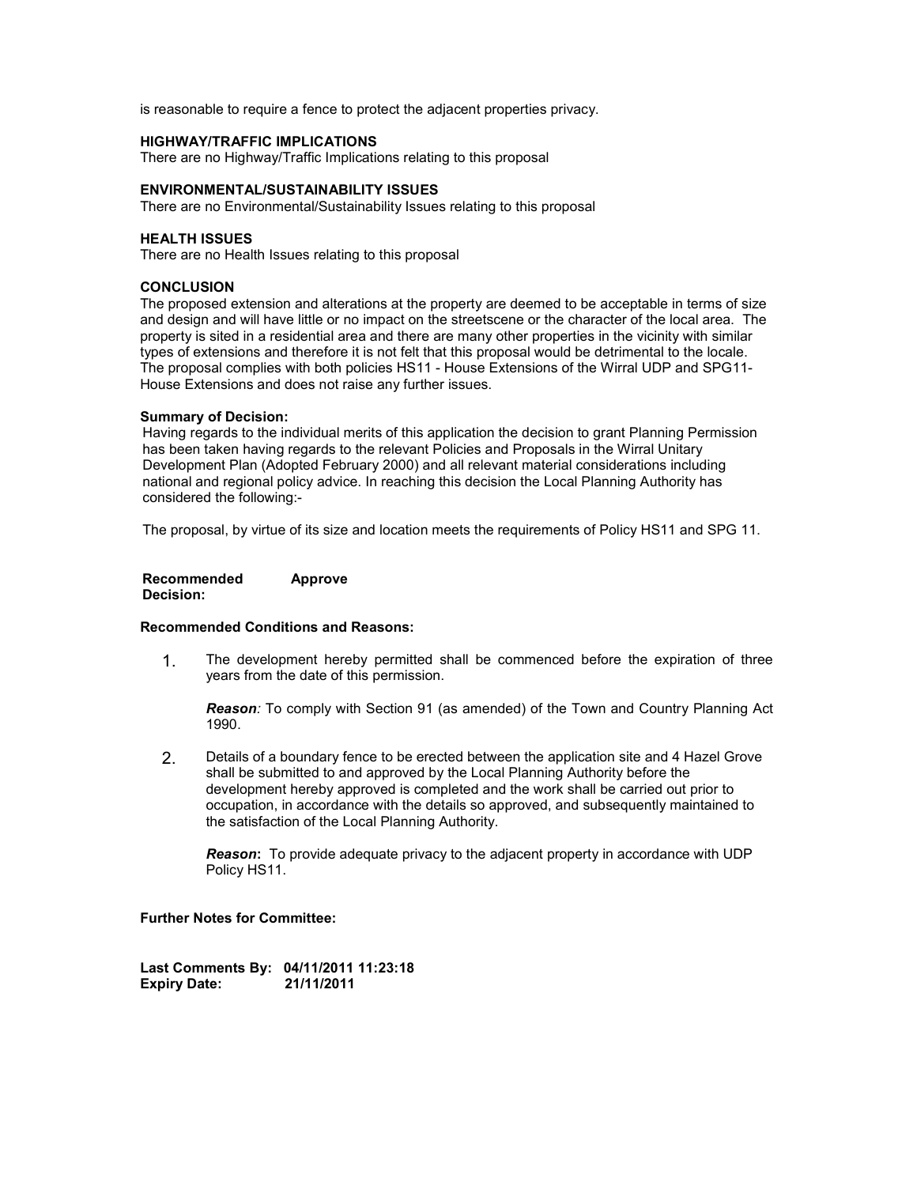is reasonable to require a fence to protect the adjacent properties privacy.

**HIGHWAY/TRAFFIC IMPLICATIONS**

There are no Highway/Traffic Implications relating to this proposal

**ENVIRONMENTAL/SUSTAINABILITY ISSUES**

There are no Environmental/Sustainability Issues relating to this proposal

**HEALTH ISSUES**

There are no Health Issues relating to this proposal

**CONCLUSION**

The proposed extension and alterations at the property are deemed to be acceptable in terms of size and design and will have little or no impact on the streetscene or the character of the local area. The property is sited in a residential area and there are many other properties in the vicinity with similar types of extensions and therefore it is not felt that this proposal would be detrimental to the locale. The proposal complies with both policies HS11 - House Extensions of the Wirral UDP and SPG11- House Extensions and does not raise any further issues.

**Summary of Decision:**

Having regards to the individual merits of this application the decision to grant Planning Permission has been taken having regards to the relevant Policies and Proposals in the Wirral Unitary Development Plan (Adopted February 2000) and all relevant material considerations including national and regional policy advice. In reaching this decision the Local Planning Authority has considered the following:-

The proposal, by virtue of its size and location meets the requirements of Policy HS11 and SPG 11.

**Recommended Decision:** **Approve**

**Recommended Conditions and Reasons:**

1. The development hereby permitted shall be commenced before the expiration of three years from the date of this permission.

   ***Reason**:* To comply with Section 91 (as amended) of the Town and Country Planning Act 1990.

2. Details of a boundary fence to be erected between the application site and 4 Hazel Grove shall be submitted to and approved by the Local Planning Authority before the development hereby approved is completed and the work shall be carried out prior to occupation, in accordance with the details so approved, and subsequently maintained to the satisfaction of the Local Planning Authority.

   ***Reason*****:** To provide adequate privacy to the adjacent property in accordance with UDP Policy HS11.

**Further Notes for Committee:**

**Last Comments By: 04/11/2011 11:23:18**
**Expiry Date: 21/11/2011**